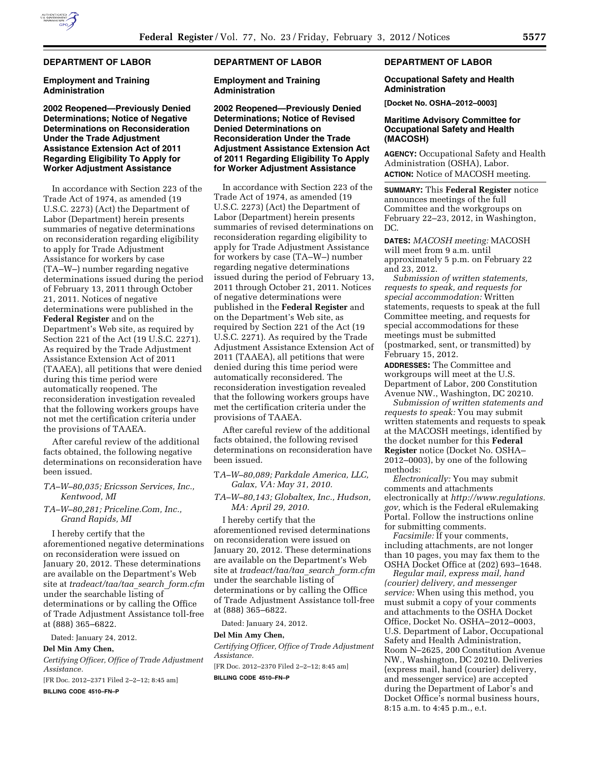## DEPARTMENT OF LABOR

### Employment and Training Administration

### 2002 Reopened—Previously Denied Determinations; Notice of Negative Determinations on Reconsideration Under the Trade Adjustment Assistance Extension Act of 2011 Regarding Eligibility To Apply for Worker Adjustment Assistance

In accordance with Section 223 of the Trade Act of 1974, as amended (19 U.S.C. 2273) (Act) the Department of Labor (Department) herein presents summaries of negative determinations on reconsideration regarding eligibility to apply for Trade Adjustment Assistance for workers by case (TA–W–) number regarding negative determinations issued during the period of February 13, 2011 through October 21, 2011. Notices of negative determinations were published in the **Federal Register** and on the Department's Web site, as required by Section 221 of the Act (19 U.S.C. 2271). As required by the Trade Adjustment Assistance Extension Act of 2011 (TAAEA), all petitions that were denied during this time period were automatically reopened. The reconsideration investigation revealed that the following workers groups have not met the certification criteria under the provisions of TAAEA.

After careful review of the additional facts obtained, the following negative determinations on reconsideration have been issued.

*TA–W–80,035; Ericsson Services, Inc., Kentwood, MI*

*TA–W–80,281; Priceline.Com, Inc., Grand Rapids, MI*

I hereby certify that the aforementioned negative determinations on reconsideration were issued on January 20, 2012. These determinations are available on the Department's Web site at *tradeact/taa/taa_search_form.cfm* under the searchable listing of determinations or by calling the Office of Trade Adjustment Assistance toll-free at (888) 365–6822.

Dated: January 24, 2012.

**Del Min Amy Chen,**

*Certifying Officer, Office of Trade Adjustment Assistance.*

[FR Doc. 2012–2371 Filed 2–2–12; 8:45 am]

**BILLING CODE 4510–FN–P**

## DEPARTMENT OF LABOR

### Employment and Training Administration

### 2002 Reopened—Previously Denied Determinations; Notice of Revised Denied Determinations on Reconsideration Under the Trade Adjustment Assistance Extension Act of 2011 Regarding Eligibility To Apply for Worker Adjustment Assistance

In accordance with Section 223 of the Trade Act of 1974, as amended (19 U.S.C. 2273) (Act) the Department of Labor (Department) herein presents summaries of revised determinations on reconsideration regarding eligibility to apply for Trade Adjustment Assistance for workers by case (TA–W–) number regarding negative determinations issued during the period of February 13, 2011 through October 21, 2011. Notices of negative determinations were published in the **Federal Register** and on the Department's Web site, as required by Section 221 of the Act (19 U.S.C. 2271). As required by the Trade Adjustment Assistance Extension Act of 2011 (TAAEA), all petitions that were denied during this time period were automatically reconsidered. The reconsideration investigation revealed that the following workers groups have met the certification criteria under the provisions of TAAEA.

After careful review of the additional facts obtained, the following revised determinations on reconsideration have been issued.

*TA–W–80,089; Parkdale America, LLC, Galax, VA: May 31, 2010.*

*TA–W–80,143; Globaltex, Inc., Hudson, MA: April 29, 2010.*

I hereby certify that the aforementioned revised determinations on reconsideration were issued on January 20, 2012. These determinations are available on the Department's Web site at *tradeact/taa/taa_search_form.cfm* under the searchable listing of determinations or by calling the Office of Trade Adjustment Assistance toll-free at (888) 365–6822.

Dated: January 24, 2012.

**Del Min Amy Chen,**

*Certifying Officer, Office of Trade Adjustment Assistance.*

[FR Doc. 2012–2370 Filed 2–2–12; 8:45 am]

**BILLING CODE 4510–FN–P**

## DEPARTMENT OF LABOR

### Occupational Safety and Health Administration

**[Docket No. OSHA–2012–0003]**

### Maritime Advisory Committee for Occupational Safety and Health (MACOSH)

**AGENCY:** Occupational Safety and Health Administration (OSHA), Labor.

**ACTION:** Notice of MACOSH meeting.

**SUMMARY:** This **Federal Register** notice announces meetings of the full Committee and the workgroups on February 22–23, 2012, in Washington, DC.

**DATES:** *MACOSH meeting:* MACOSH will meet from 9 a.m. until approximately 5 p.m. on February 22 and 23, 2012.

*Submission of written statements, requests to speak, and requests for special accommodation:* Written statements, requests to speak at the full Committee meeting, and requests for special accommodations for these meetings must be submitted (postmarked, sent, or transmitted) by February 15, 2012.

**ADDRESSES:** The Committee and workgroups will meet at the U.S. Department of Labor, 200 Constitution Avenue NW., Washington, DC 20210.

*Submission of written statements and requests to speak:* You may submit written statements and requests to speak at the MACOSH meetings, identified by the docket number for this **Federal Register** notice (Docket No. OSHA–2012–0003), by one of the following methods:

*Electronically:* You may submit comments and attachments electronically at *http://www.regulations.gov,* which is the Federal eRulemaking Portal. Follow the instructions online for submitting comments.

*Facsimile:* If your comments, including attachments, are not longer than 10 pages, you may fax them to the OSHA Docket Office at (202) 693–1648.

*Regular mail, express mail, hand (courier) delivery, and messenger service:* When using this method, you must submit a copy of your comments and attachments to the OSHA Docket Office, Docket No. OSHA–2012–0003, U.S. Department of Labor, Occupational Safety and Health Administration, Room N–2625, 200 Constitution Avenue NW., Washington, DC 20210. Deliveries (express mail, hand (courier) delivery, and messenger service) are accepted during the Department of Labor's and Docket Office's normal business hours, 8:15 a.m. to 4:45 p.m., e.t.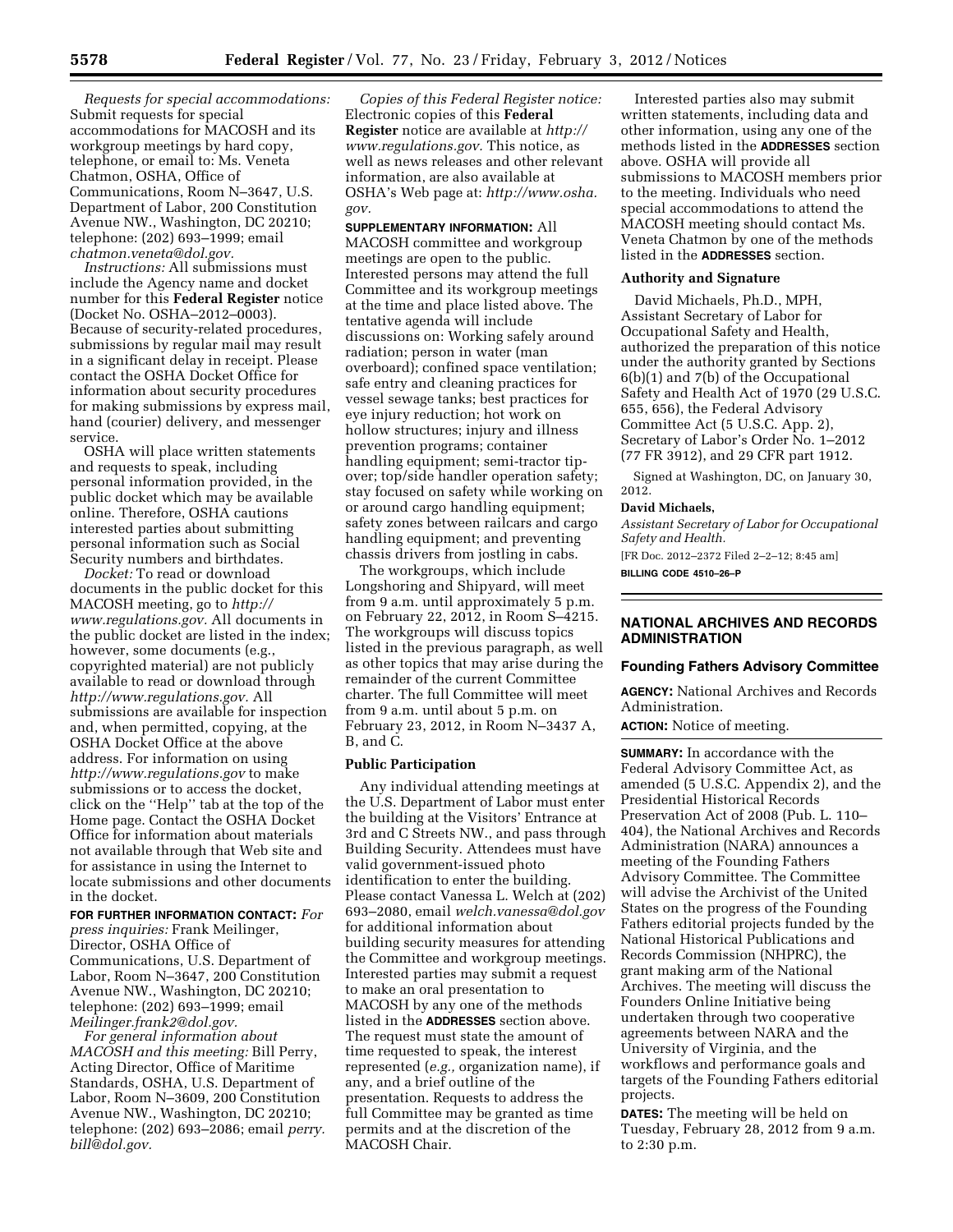*Requests for special accommodations:* Submit requests for special accommodations for MACOSH and its workgroup meetings by hard copy, telephone, or email to: Ms. Veneta Chatmon, OSHA, Office of Communications, Room N–3647, U.S. Department of Labor, 200 Constitution Avenue NW., Washington, DC 20210; telephone: (202) 693–1999; email *chatmon.veneta@dol.gov.*

*Instructions:* All submissions must include the Agency name and docket number for this **Federal Register** notice (Docket No. OSHA–2012–0003). Because of security-related procedures, submissions by regular mail may result in a significant delay in receipt. Please contact the OSHA Docket Office for information about security procedures for making submissions by express mail, hand (courier) delivery, and messenger service.

OSHA will place written statements and requests to speak, including personal information provided, in the public docket which may be available online. Therefore, OSHA cautions interested parties about submitting personal information such as Social Security numbers and birthdates.

*Docket:* To read or download documents in the public docket for this MACOSH meeting, go to *http://www.regulations.gov.* All documents in the public docket are listed in the index; however, some documents (e.g., copyrighted material) are not publicly available to read or download through *http://www.regulations.gov.* All submissions are available for inspection and, when permitted, copying, at the OSHA Docket Office at the above address. For information on using *http://www.regulations.gov* to make submissions or to access the docket, click on the ''Help'' tab at the top of the Home page. Contact the OSHA Docket Office for information about materials not available through that Web site and for assistance in using the Internet to locate submissions and other documents in the docket.

**FOR FURTHER INFORMATION CONTACT:** *For press inquiries:* Frank Meilinger, Director, OSHA Office of Communications, U.S. Department of Labor, Room N–3647, 200 Constitution Avenue NW., Washington, DC 20210; telephone: (202) 693–1999; email *Meilinger.frank2@dol.gov.*

*For general information about MACOSH and this meeting:* Bill Perry, Acting Director, Office of Maritime Standards, OSHA, U.S. Department of Labor, Room N–3609, 200 Constitution Avenue NW., Washington, DC 20210; telephone: (202) 693–2086; email *perry.bill@dol.gov.*

*Copies of this Federal Register notice:* Electronic copies of this **Federal Register** notice are available at *http://www.regulations.gov.* This notice, as well as news releases and other relevant information, are also available at OSHA's Web page at: *http://www.osha.gov.*

**SUPPLEMENTARY INFORMATION:** All MACOSH committee and workgroup meetings are open to the public. Interested persons may attend the full Committee and its workgroup meetings at the time and place listed above. The tentative agenda will include discussions on: Working safely around radiation; person in water (man overboard); confined space ventilation; safe entry and cleaning practices for vessel sewage tanks; best practices for eye injury reduction; hot work on hollow structures; injury and illness prevention programs; container handling equipment; semi-tractor tip-over; top/side handler operation safety; stay focused on safety while working on or around cargo handling equipment; safety zones between railcars and cargo handling equipment; and preventing chassis drivers from jostling in cabs.

The workgroups, which include Longshoring and Shipyard, will meet from 9 a.m. until approximately 5 p.m. on February 22, 2012, in Room S–4215. The workgroups will discuss topics listed in the previous paragraph, as well as other topics that may arise during the remainder of the current Committee charter. The full Committee will meet from 9 a.m. until about 5 p.m. on February 23, 2012, in Room N–3437 A, B, and C.

### Public Participation

Any individual attending meetings at the U.S. Department of Labor must enter the building at the Visitors' Entrance at 3rd and C Streets NW., and pass through Building Security. Attendees must have valid government-issued photo identification to enter the building. Please contact Vanessa L. Welch at (202) 693–2080, email *welch.vanessa@dol.gov* for additional information about building security measures for attending the Committee and workgroup meetings. Interested parties may submit a request to make an oral presentation to MACOSH by any one of the methods listed in the **ADDRESSES** section above. The request must state the amount of time requested to speak, the interest represented (*e.g.,* organization name), if any, and a brief outline of the presentation. Requests to address the full Committee may be granted as time permits and at the discretion of the MACOSH Chair.

Interested parties also may submit written statements, including data and other information, using any one of the methods listed in the **ADDRESSES** section above. OSHA will provide all submissions to MACOSH members prior to the meeting. Individuals who need special accommodations to attend the MACOSH meeting should contact Ms. Veneta Chatmon by one of the methods listed in the **ADDRESSES** section.

### Authority and Signature

David Michaels, Ph.D., MPH, Assistant Secretary of Labor for Occupational Safety and Health, authorized the preparation of this notice under the authority granted by Sections 6(b)(1) and 7(b) of the Occupational Safety and Health Act of 1970 (29 U.S.C. 655, 656), the Federal Advisory Committee Act (5 U.S.C. App. 2), Secretary of Labor's Order No. 1–2012 (77 FR 3912), and 29 CFR part 1912.

Signed at Washington, DC, on January 30, 2012.

**David Michaels,**

*Assistant Secretary of Labor for Occupational Safety and Health.*

[FR Doc. 2012–2372 Filed 2–2–12; 8:45 am]

**BILLING CODE 4510–26–P**

## NATIONAL ARCHIVES AND RECORDS ADMINISTRATION

### Founding Fathers Advisory Committee

**AGENCY:** National Archives and Records Administration.

**ACTION:** Notice of meeting.

**SUMMARY:** In accordance with the Federal Advisory Committee Act, as amended (5 U.S.C. Appendix 2), and the Presidential Historical Records Preservation Act of 2008 (Pub. L. 110–404), the National Archives and Records Administration (NARA) announces a meeting of the Founding Fathers Advisory Committee. The Committee will advise the Archivist of the United States on the progress of the Founding Fathers editorial projects funded by the National Historical Publications and Records Commission (NHPRC), the grant making arm of the National Archives. The meeting will discuss the Founders Online Initiative being undertaken through two cooperative agreements between NARA and the University of Virginia, and the workflows and performance goals and targets of the Founding Fathers editorial projects.

**DATES:** The meeting will be held on Tuesday, February 28, 2012 from 9 a.m. to 2:30 p.m.